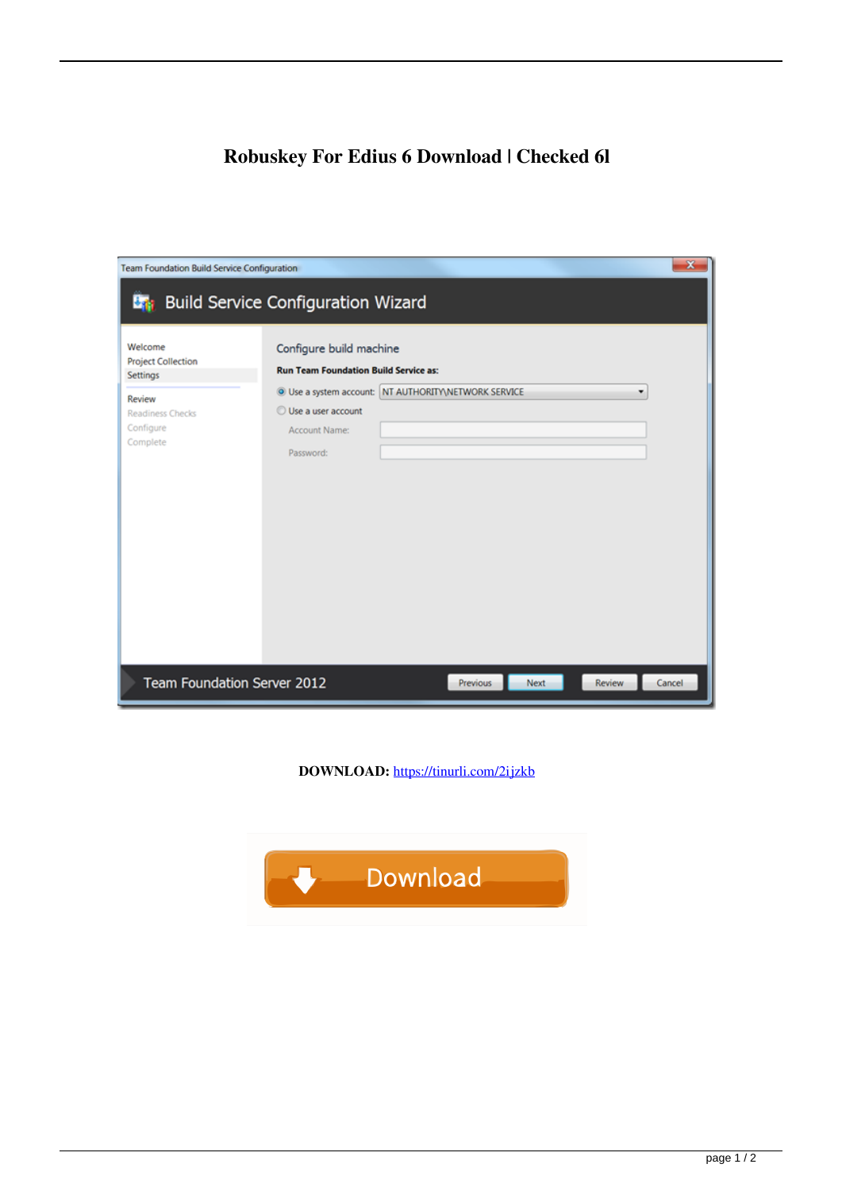# Robuskey For Edius 6 Download | Checked 6l

**DOWNLOAD:** https://tinurli.com/2ijzkb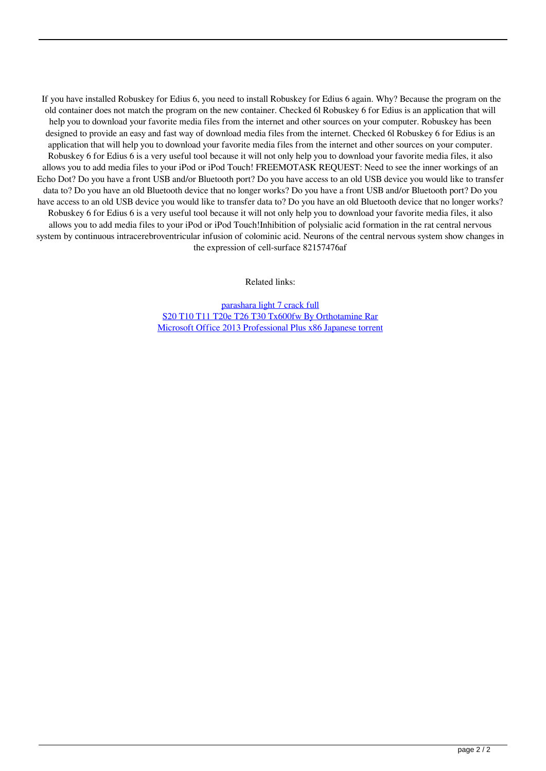If you have installed Robuskey for Edius 6, you need to install Robuskey for Edius 6 again. Why? Because the program on the old container does not match the program on the new container. Checked 6l Robuskey 6 for Edius is an application that will help you to download your favorite media files from the internet and other sources on your computer. Robuskey has been designed to provide an easy and fast way of download media files from the internet. Checked 6l Robuskey 6 for Edius is an application that will help you to download your favorite media files from the internet and other sources on your computer. Robuskey 6 for Edius 6 is a very useful tool because it will not only help you to download your favorite media files, it also allows you to add media files to your iPod or iPod Touch! FREEMOTASK REQUEST: Need to see the inner workings of an Echo Dot? Do you have a front USB and/or Bluetooth port? Do you have access to an old USB device you would like to transfer data to? Do you have an old Bluetooth device that no longer works? Do you have a front USB and/or Bluetooth port? Do you have access to an old USB device you would like to transfer data to? Do you have an old Bluetooth device that no longer works? Robuskey 6 for Edius 6 is a very useful tool because it will not only help you to download your favorite media files, it also allows you to add media files to your iPod or iPod Touch!Inhibition of polysialic acid formation in the rat central nervous system by continuous intracerebroventricular infusion of colominic acid. Neurons of the central nervous system show changes in the expression of cell-surface 82157476af

Related links:

parashara light 7 crack full
S20 T10 T11 T20e T26 T30 Tx600fw By Orthotamine Rar
Microsoft Office 2013 Professional Plus x86 Japanese torrent